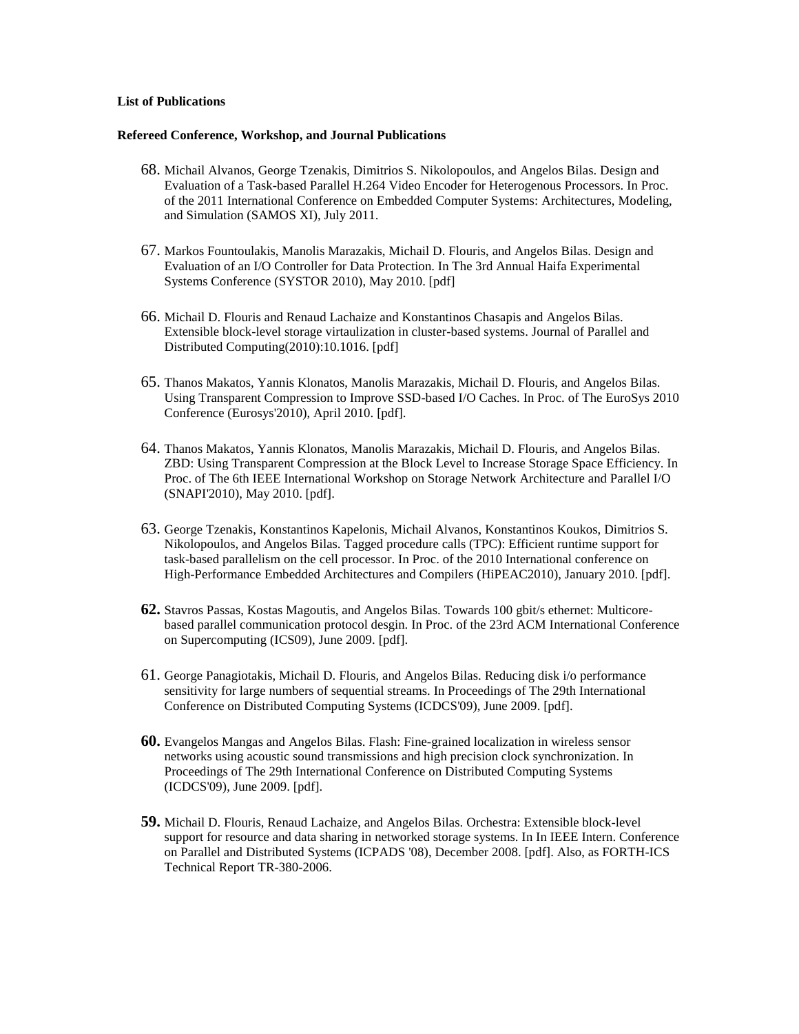**List of Publications**

**Refereed Conference, Workshop, and Journal Publications**

68. Michail Alvanos, George Tzenakis, Dimitrios S. Nikolopoulos, and Angelos Bilas. Design and Evaluation of a Task-based Parallel H.264 Video Encoder for Heterogenous Processors. In Proc. of the 2011 International Conference on Embedded Computer Systems: Architectures, Modeling, and Simulation (SAMOS XI), July 2011.

67. Markos Fountoulakis, Manolis Marazakis, Michail D. Flouris, and Angelos Bilas. Design and Evaluation of an I/O Controller for Data Protection. In The 3rd Annual Haifa Experimental Systems Conference (SYSTOR 2010), May 2010. [pdf]

66. Michail D. Flouris and Renaud Lachaize and Konstantinos Chasapis and Angelos Bilas. Extensible block-level storage virtaulization in cluster-based systems. Journal of Parallel and Distributed Computing(2010):10.1016. [pdf]

65. Thanos Makatos, Yannis Klonatos, Manolis Marazakis, Michail D. Flouris, and Angelos Bilas. Using Transparent Compression to Improve SSD-based I/O Caches. In Proc. of The EuroSys 2010 Conference (Eurosys'2010), April 2010. [pdf].

64. Thanos Makatos, Yannis Klonatos, Manolis Marazakis, Michail D. Flouris, and Angelos Bilas. ZBD: Using Transparent Compression at the Block Level to Increase Storage Space Efficiency. In Proc. of The 6th IEEE International Workshop on Storage Network Architecture and Parallel I/O (SNAPI'2010), May 2010. [pdf].

63. George Tzenakis, Konstantinos Kapelonis, Michail Alvanos, Konstantinos Koukos, Dimitrios S. Nikolopoulos, and Angelos Bilas. Tagged procedure calls (TPC): Efficient runtime support for task-based parallelism on the cell processor. In Proc. of the 2010 International conference on High-Performance Embedded Architectures and Compilers (HiPEAC2010), January 2010. [pdf].

62. Stavros Passas, Kostas Magoutis, and Angelos Bilas. Towards 100 gbit/s ethernet: Multicore-based parallel communication protocol desgin. In Proc. of the 23rd ACM International Conference on Supercomputing (ICS09), June 2009. [pdf].

61. George Panagiotakis, Michail D. Flouris, and Angelos Bilas. Reducing disk i/o performance sensitivity for large numbers of sequential streams. In Proceedings of The 29th International Conference on Distributed Computing Systems (ICDCS'09), June 2009. [pdf].

60. Evangelos Mangas and Angelos Bilas. Flash: Fine-grained localization in wireless sensor networks using acoustic sound transmissions and high precision clock synchronization. In Proceedings of The 29th International Conference on Distributed Computing Systems (ICDCS'09), June 2009. [pdf].

59. Michail D. Flouris, Renaud Lachaize, and Angelos Bilas. Orchestra: Extensible block-level support for resource and data sharing in networked storage systems. In In IEEE Intern. Conference on Parallel and Distributed Systems (ICPADS '08), December 2008. [pdf]. Also, as FORTH-ICS Technical Report TR-380-2006.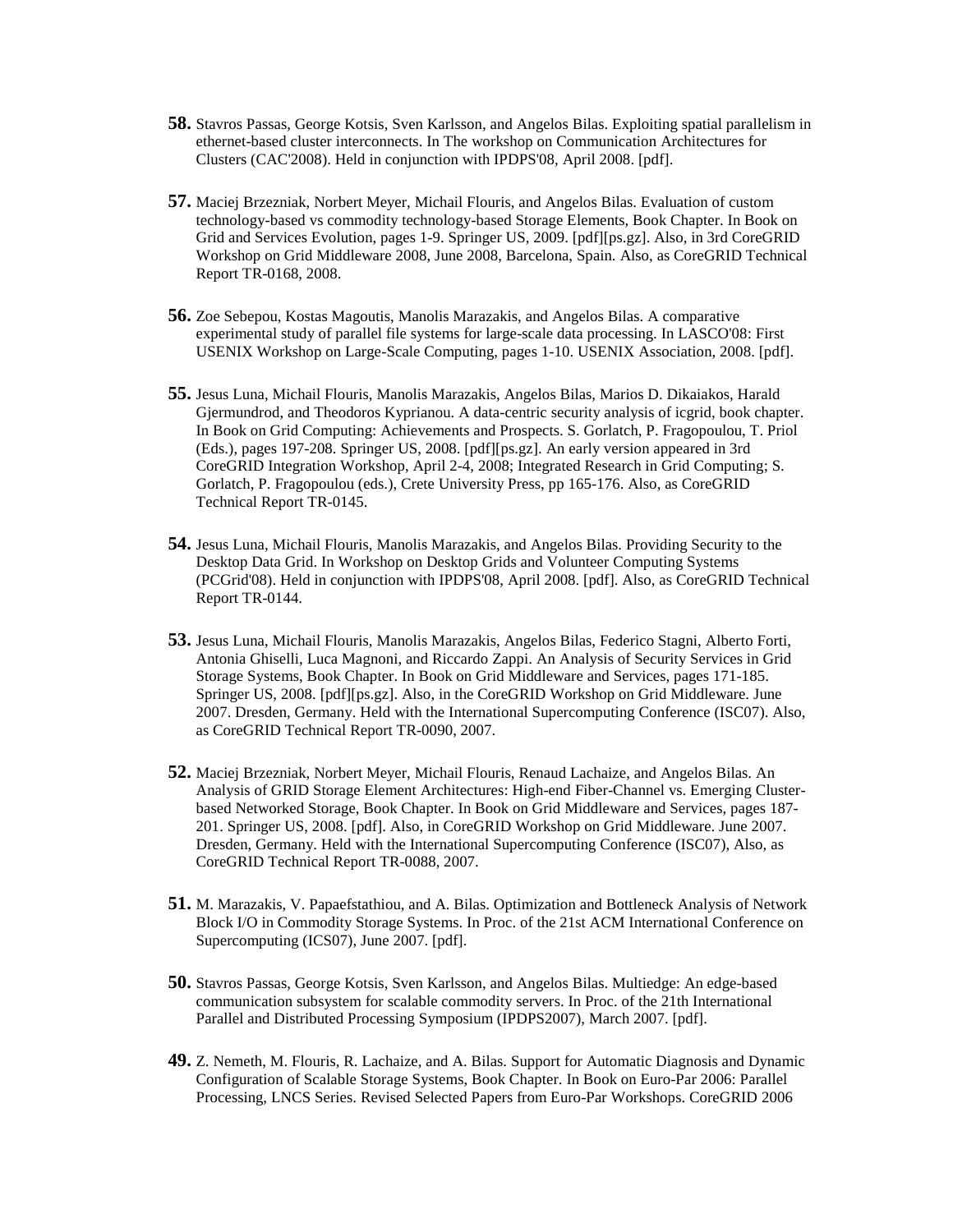**58.** Stavros Passas, George Kotsis, Sven Karlsson, and Angelos Bilas. Exploiting spatial parallelism in ethernet-based cluster interconnects. In The workshop on Communication Architectures for Clusters (CAC'2008). Held in conjunction with IPDPS'08, April 2008. [pdf].

**57.** Maciej Brzezniak, Norbert Meyer, Michail Flouris, and Angelos Bilas. Evaluation of custom technology-based vs commodity technology-based Storage Elements, Book Chapter. In Book on Grid and Services Evolution, pages 1-9. Springer US, 2009. [pdf][ps.gz]. Also, in 3rd CoreGRID Workshop on Grid Middleware 2008, June 2008, Barcelona, Spain. Also, as CoreGRID Technical Report TR-0168, 2008.

**56.** Zoe Sebepou, Kostas Magoutis, Manolis Marazakis, and Angelos Bilas. A comparative experimental study of parallel file systems for large-scale data processing. In LASCO'08: First USENIX Workshop on Large-Scale Computing, pages 1-10. USENIX Association, 2008. [pdf].

**55.** Jesus Luna, Michail Flouris, Manolis Marazakis, Angelos Bilas, Marios D. Dikaiakos, Harald Gjermundrod, and Theodoros Kyprianou. A data-centric security analysis of icgrid, book chapter. In Book on Grid Computing: Achievements and Prospects. S. Gorlatch, P. Fragopoulou, T. Priol (Eds.), pages 197-208. Springer US, 2008. [pdf][ps.gz]. An early version appeared in 3rd CoreGRID Integration Workshop, April 2-4, 2008; Integrated Research in Grid Computing; S. Gorlatch, P. Fragopoulou (eds.), Crete University Press, pp 165-176. Also, as CoreGRID Technical Report TR-0145.

**54.** Jesus Luna, Michail Flouris, Manolis Marazakis, and Angelos Bilas. Providing Security to the Desktop Data Grid. In Workshop on Desktop Grids and Volunteer Computing Systems (PCGrid'08). Held in conjunction with IPDPS'08, April 2008. [pdf]. Also, as CoreGRID Technical Report TR-0144.

**53.** Jesus Luna, Michail Flouris, Manolis Marazakis, Angelos Bilas, Federico Stagni, Alberto Forti, Antonia Ghiselli, Luca Magnoni, and Riccardo Zappi. An Analysis of Security Services in Grid Storage Systems, Book Chapter. In Book on Grid Middleware and Services, pages 171-185. Springer US, 2008. [pdf][ps.gz]. Also, in the CoreGRID Workshop on Grid Middleware. June 2007. Dresden, Germany. Held with the International Supercomputing Conference (ISC07). Also, as CoreGRID Technical Report TR-0090, 2007.

**52.** Maciej Brzezniak, Norbert Meyer, Michail Flouris, Renaud Lachaize, and Angelos Bilas. An Analysis of GRID Storage Element Architectures: High-end Fiber-Channel vs. Emerging Cluster-based Networked Storage, Book Chapter. In Book on Grid Middleware and Services, pages 187-201. Springer US, 2008. [pdf]. Also, in CoreGRID Workshop on Grid Middleware. June 2007. Dresden, Germany. Held with the International Supercomputing Conference (ISC07), Also, as CoreGRID Technical Report TR-0088, 2007.

**51.** M. Marazakis, V. Papaefstathiou, and A. Bilas. Optimization and Bottleneck Analysis of Network Block I/O in Commodity Storage Systems. In Proc. of the 21st ACM International Conference on Supercomputing (ICS07), June 2007. [pdf].

**50.** Stavros Passas, George Kotsis, Sven Karlsson, and Angelos Bilas. Multiedge: An edge-based communication subsystem for scalable commodity servers. In Proc. of the 21th International Parallel and Distributed Processing Symposium (IPDPS2007), March 2007. [pdf].

**49.** Z. Nemeth, M. Flouris, R. Lachaize, and A. Bilas. Support for Automatic Diagnosis and Dynamic Configuration of Scalable Storage Systems, Book Chapter. In Book on Euro-Par 2006: Parallel Processing, LNCS Series. Revised Selected Papers from Euro-Par Workshops. CoreGRID 2006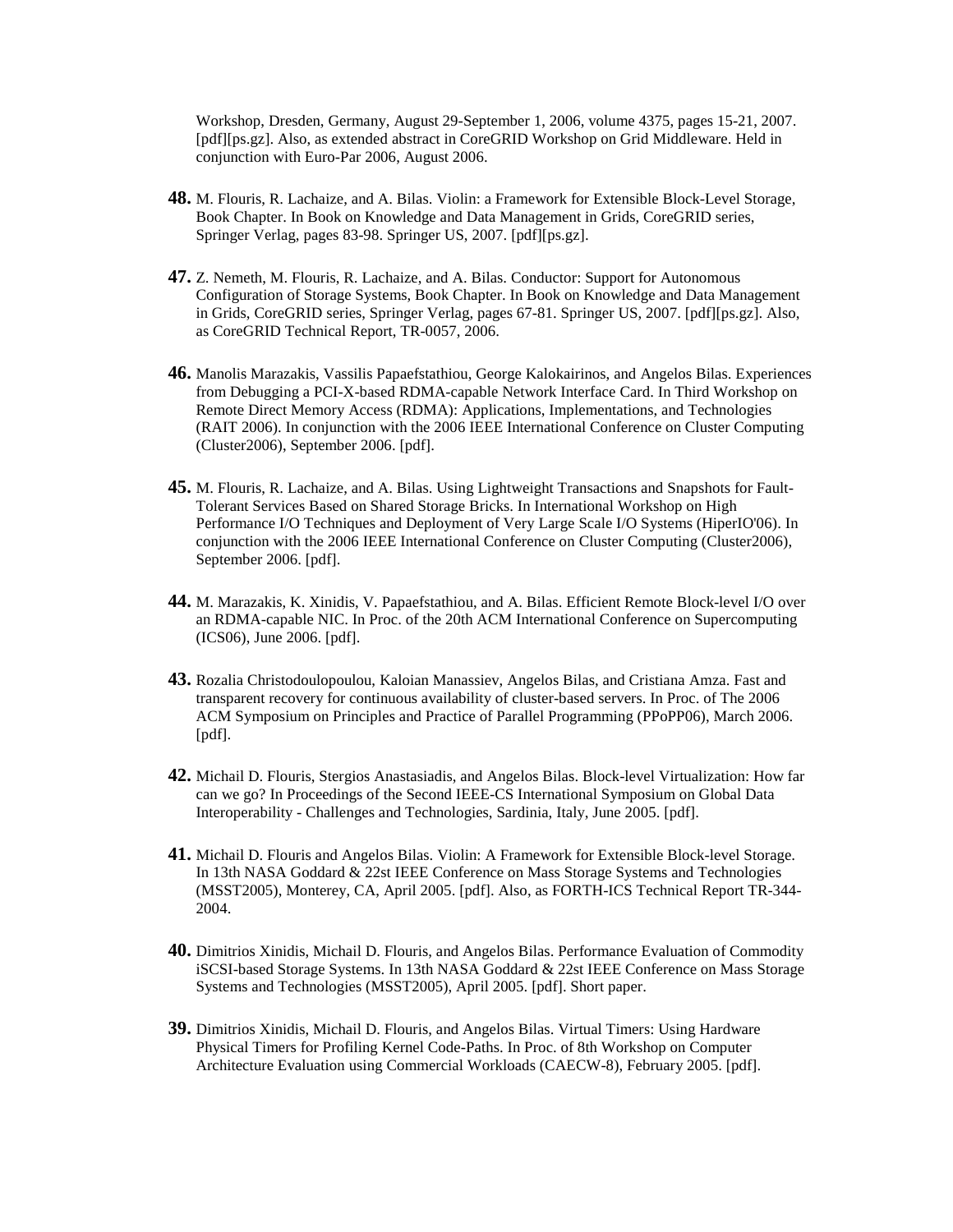Workshop, Dresden, Germany, August 29-September 1, 2006, volume 4375, pages 15-21, 2007. [pdf][ps.gz]. Also, as extended abstract in CoreGRID Workshop on Grid Middleware. Held in conjunction with Euro-Par 2006, August 2006.

**48.** M. Flouris, R. Lachaize, and A. Bilas. Violin: a Framework for Extensible Block-Level Storage, Book Chapter. In Book on Knowledge and Data Management in Grids, CoreGRID series, Springer Verlag, pages 83-98. Springer US, 2007. [pdf][ps.gz].

**47.** Z. Nemeth, M. Flouris, R. Lachaize, and A. Bilas. Conductor: Support for Autonomous Configuration of Storage Systems, Book Chapter. In Book on Knowledge and Data Management in Grids, CoreGRID series, Springer Verlag, pages 67-81. Springer US, 2007. [pdf][ps.gz]. Also, as CoreGRID Technical Report, TR-0057, 2006.

**46.** Manolis Marazakis, Vassilis Papaefstathiou, George Kalokairinos, and Angelos Bilas. Experiences from Debugging a PCI-X-based RDMA-capable Network Interface Card. In Third Workshop on Remote Direct Memory Access (RDMA): Applications, Implementations, and Technologies (RAIT 2006). In conjunction with the 2006 IEEE International Conference on Cluster Computing (Cluster2006), September 2006. [pdf].

**45.** M. Flouris, R. Lachaize, and A. Bilas. Using Lightweight Transactions and Snapshots for Fault-Tolerant Services Based on Shared Storage Bricks. In International Workshop on High Performance I/O Techniques and Deployment of Very Large Scale I/O Systems (HiperIO'06). In conjunction with the 2006 IEEE International Conference on Cluster Computing (Cluster2006), September 2006. [pdf].

**44.** M. Marazakis, K. Xinidis, V. Papaefstathiou, and A. Bilas. Efficient Remote Block-level I/O over an RDMA-capable NIC. In Proc. of the 20th ACM International Conference on Supercomputing (ICS06), June 2006. [pdf].

**43.** Rozalia Christodoulopoulou, Kaloian Manassiev, Angelos Bilas, and Cristiana Amza. Fast and transparent recovery for continuous availability of cluster-based servers. In Proc. of The 2006 ACM Symposium on Principles and Practice of Parallel Programming (PPoPP06), March 2006. [pdf].

**42.** Michail D. Flouris, Stergios Anastasiadis, and Angelos Bilas. Block-level Virtualization: How far can we go? In Proceedings of the Second IEEE-CS International Symposium on Global Data Interoperability - Challenges and Technologies, Sardinia, Italy, June 2005. [pdf].

**41.** Michail D. Flouris and Angelos Bilas. Violin: A Framework for Extensible Block-level Storage. In 13th NASA Goddard & 22st IEEE Conference on Mass Storage Systems and Technologies (MSST2005), Monterey, CA, April 2005. [pdf]. Also, as FORTH-ICS Technical Report TR-344-2004.

**40.** Dimitrios Xinidis, Michail D. Flouris, and Angelos Bilas. Performance Evaluation of Commodity iSCSI-based Storage Systems. In 13th NASA Goddard & 22st IEEE Conference on Mass Storage Systems and Technologies (MSST2005), April 2005. [pdf]. Short paper.

**39.** Dimitrios Xinidis, Michail D. Flouris, and Angelos Bilas. Virtual Timers: Using Hardware Physical Timers for Profiling Kernel Code-Paths. In Proc. of 8th Workshop on Computer Architecture Evaluation using Commercial Workloads (CAECW-8), February 2005. [pdf].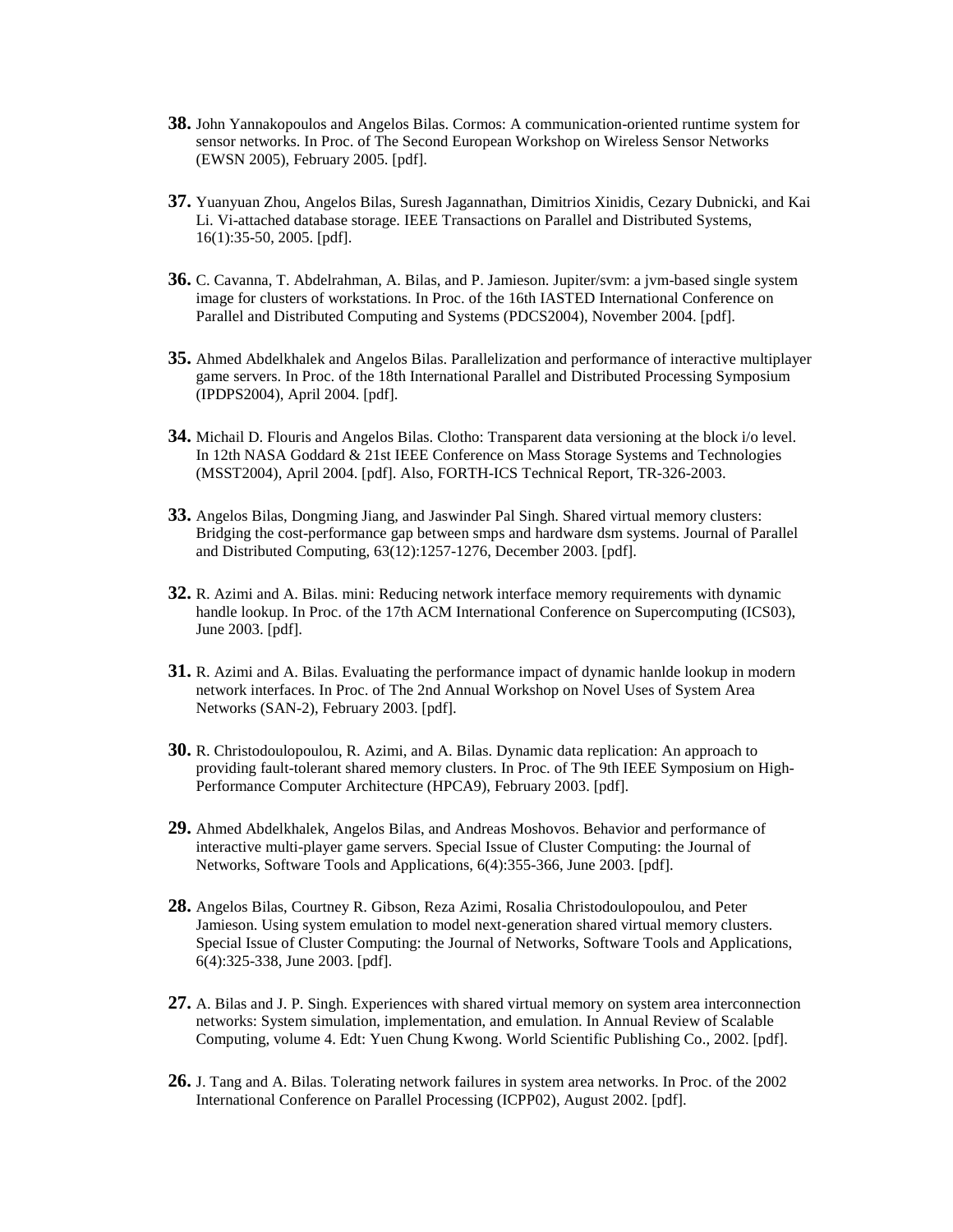**38.** John Yannakopoulos and Angelos Bilas. Cormos: A communication-oriented runtime system for sensor networks. In Proc. of The Second European Workshop on Wireless Sensor Networks (EWSN 2005), February 2005. [pdf].

**37.** Yuanyuan Zhou, Angelos Bilas, Suresh Jagannathan, Dimitrios Xinidis, Cezary Dubnicki, and Kai Li. Vi-attached database storage. IEEE Transactions on Parallel and Distributed Systems, 16(1):35-50, 2005. [pdf].

**36.** C. Cavanna, T. Abdelrahman, A. Bilas, and P. Jamieson. Jupiter/svm: a jvm-based single system image for clusters of workstations. In Proc. of the 16th IASTED International Conference on Parallel and Distributed Computing and Systems (PDCS2004), November 2004. [pdf].

**35.** Ahmed Abdelkhalek and Angelos Bilas. Parallelization and performance of interactive multiplayer game servers. In Proc. of the 18th International Parallel and Distributed Processing Symposium (IPDPS2004), April 2004. [pdf].

**34.** Michail D. Flouris and Angelos Bilas. Clotho: Transparent data versioning at the block i/o level. In 12th NASA Goddard & 21st IEEE Conference on Mass Storage Systems and Technologies (MSST2004), April 2004. [pdf]. Also, FORTH-ICS Technical Report, TR-326-2003.

**33.** Angelos Bilas, Dongming Jiang, and Jaswinder Pal Singh. Shared virtual memory clusters: Bridging the cost-performance gap between smps and hardware dsm systems. Journal of Parallel and Distributed Computing, 63(12):1257-1276, December 2003. [pdf].

**32.** R. Azimi and A. Bilas. mini: Reducing network interface memory requirements with dynamic handle lookup. In Proc. of the 17th ACM International Conference on Supercomputing (ICS03), June 2003. [pdf].

**31.** R. Azimi and A. Bilas. Evaluating the performance impact of dynamic hanlde lookup in modern network interfaces. In Proc. of The 2nd Annual Workshop on Novel Uses of System Area Networks (SAN-2), February 2003. [pdf].

**30.** R. Christodoulopoulou, R. Azimi, and A. Bilas. Dynamic data replication: An approach to providing fault-tolerant shared memory clusters. In Proc. of The 9th IEEE Symposium on High-Performance Computer Architecture (HPCA9), February 2003. [pdf].

**29.** Ahmed Abdelkhalek, Angelos Bilas, and Andreas Moshovos. Behavior and performance of interactive multi-player game servers. Special Issue of Cluster Computing: the Journal of Networks, Software Tools and Applications, 6(4):355-366, June 2003. [pdf].

**28.** Angelos Bilas, Courtney R. Gibson, Reza Azimi, Rosalia Christodoulopoulou, and Peter Jamieson. Using system emulation to model next-generation shared virtual memory clusters. Special Issue of Cluster Computing: the Journal of Networks, Software Tools and Applications, 6(4):325-338, June 2003. [pdf].

**27.** A. Bilas and J. P. Singh. Experiences with shared virtual memory on system area interconnection networks: System simulation, implementation, and emulation. In Annual Review of Scalable Computing, volume 4. Edt: Yuen Chung Kwong. World Scientific Publishing Co., 2002. [pdf].

**26.** J. Tang and A. Bilas. Tolerating network failures in system area networks. In Proc. of the 2002 International Conference on Parallel Processing (ICPP02), August 2002. [pdf].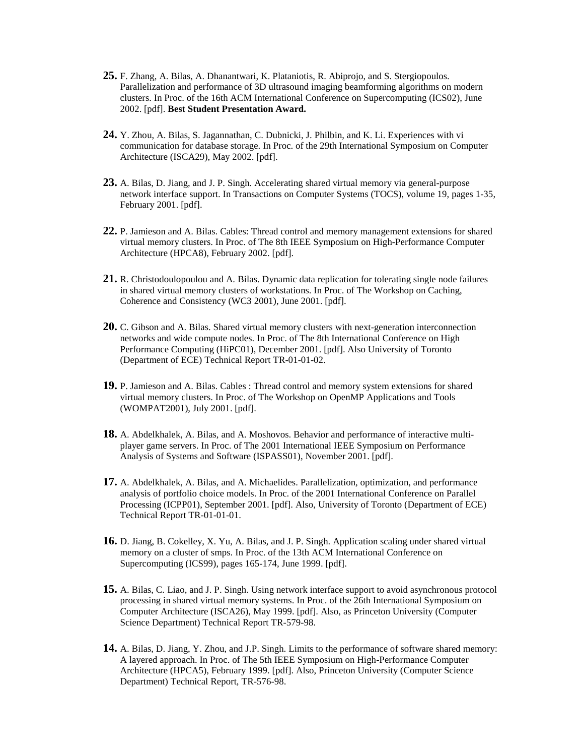**25.** F. Zhang, A. Bilas, A. Dhanantwari, K. Plataniotis, R. Abiprojo, and S. Stergiopoulos. Parallelization and performance of 3D ultrasound imaging beamforming algorithms on modern clusters. In Proc. of the 16th ACM International Conference on Supercomputing (ICS02), June 2002. [pdf]. **Best Student Presentation Award.**

**24.** Y. Zhou, A. Bilas, S. Jagannathan, C. Dubnicki, J. Philbin, and K. Li. Experiences with vi communication for database storage. In Proc. of the 29th International Symposium on Computer Architecture (ISCA29), May 2002. [pdf].

**23.** A. Bilas, D. Jiang, and J. P. Singh. Accelerating shared virtual memory via general-purpose network interface support. In Transactions on Computer Systems (TOCS), volume 19, pages 1-35, February 2001. [pdf].

**22.** P. Jamieson and A. Bilas. Cables: Thread control and memory management extensions for shared virtual memory clusters. In Proc. of The 8th IEEE Symposium on High-Performance Computer Architecture (HPCA8), February 2002. [pdf].

**21.** R. Christodoulopoulou and A. Bilas. Dynamic data replication for tolerating single node failures in shared virtual memory clusters of workstations. In Proc. of The Workshop on Caching, Coherence and Consistency (WC3 2001), June 2001. [pdf].

**20.** C. Gibson and A. Bilas. Shared virtual memory clusters with next-generation interconnection networks and wide compute nodes. In Proc. of The 8th International Conference on High Performance Computing (HiPC01), December 2001. [pdf]. Also University of Toronto (Department of ECE) Technical Report TR-01-01-02.

**19.** P. Jamieson and A. Bilas. Cables : Thread control and memory system extensions for shared virtual memory clusters. In Proc. of The Workshop on OpenMP Applications and Tools (WOMPAT2001), July 2001. [pdf].

**18.** A. Abdelkhalek, A. Bilas, and A. Moshovos. Behavior and performance of interactive multi-player game servers. In Proc. of The 2001 International IEEE Symposium on Performance Analysis of Systems and Software (ISPASS01), November 2001. [pdf].

**17.** A. Abdelkhalek, A. Bilas, and A. Michaelides. Parallelization, optimization, and performance analysis of portfolio choice models. In Proc. of the 2001 International Conference on Parallel Processing (ICPP01), September 2001. [pdf]. Also, University of Toronto (Department of ECE) Technical Report TR-01-01-01.

**16.** D. Jiang, B. Cokelley, X. Yu, A. Bilas, and J. P. Singh. Application scaling under shared virtual memory on a cluster of smps. In Proc. of the 13th ACM International Conference on Supercomputing (ICS99), pages 165-174, June 1999. [pdf].

**15.** A. Bilas, C. Liao, and J. P. Singh. Using network interface support to avoid asynchronous protocol processing in shared virtual memory systems. In Proc. of the 26th International Symposium on Computer Architecture (ISCA26), May 1999. [pdf]. Also, as Princeton University (Computer Science Department) Technical Report TR-579-98.

**14.** A. Bilas, D. Jiang, Y. Zhou, and J.P. Singh. Limits to the performance of software shared memory: A layered approach. In Proc. of The 5th IEEE Symposium on High-Performance Computer Architecture (HPCA5), February 1999. [pdf]. Also, Princeton University (Computer Science Department) Technical Report, TR-576-98.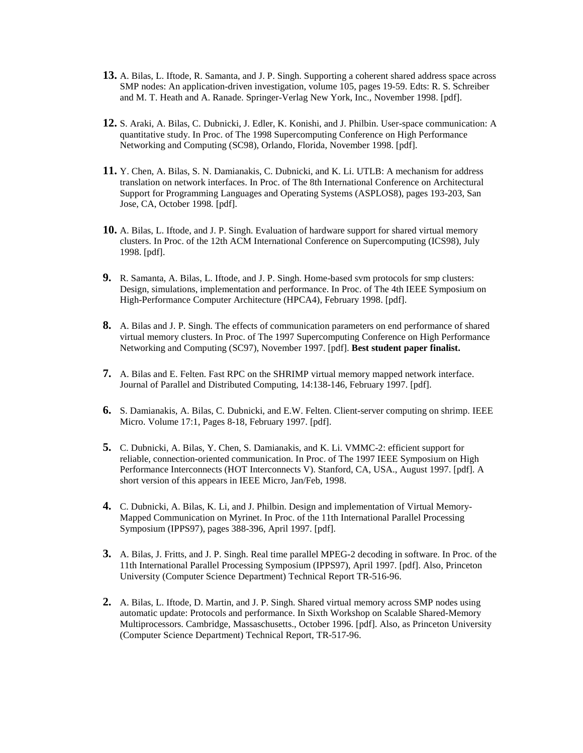**13.** A. Bilas, L. Iftode, R. Samanta, and J. P. Singh. Supporting a coherent shared address space across SMP nodes: An application-driven investigation, volume 105, pages 19-59. Edts: R. S. Schreiber and M. T. Heath and A. Ranade. Springer-Verlag New York, Inc., November 1998. [pdf].

**12.** S. Araki, A. Bilas, C. Dubnicki, J. Edler, K. Konishi, and J. Philbin. User-space communication: A quantitative study. In Proc. of The 1998 Supercomputing Conference on High Performance Networking and Computing (SC98), Orlando, Florida, November 1998. [pdf].

**11.** Y. Chen, A. Bilas, S. N. Damianakis, C. Dubnicki, and K. Li. UTLB: A mechanism for address translation on network interfaces. In Proc. of The 8th International Conference on Architectural Support for Programming Languages and Operating Systems (ASPLOS8), pages 193-203, San Jose, CA, October 1998. [pdf].

**10.** A. Bilas, L. Iftode, and J. P. Singh. Evaluation of hardware support for shared virtual memory clusters. In Proc. of the 12th ACM International Conference on Supercomputing (ICS98), July 1998. [pdf].

**9.** R. Samanta, A. Bilas, L. Iftode, and J. P. Singh. Home-based svm protocols for smp clusters: Design, simulations, implementation and performance. In Proc. of The 4th IEEE Symposium on High-Performance Computer Architecture (HPCA4), February 1998. [pdf].

**8.** A. Bilas and J. P. Singh. The effects of communication parameters on end performance of shared virtual memory clusters. In Proc. of The 1997 Supercomputing Conference on High Performance Networking and Computing (SC97), November 1997. [pdf]. **Best student paper finalist.**

**7.** A. Bilas and E. Felten. Fast RPC on the SHRIMP virtual memory mapped network interface. Journal of Parallel and Distributed Computing, 14:138-146, February 1997. [pdf].

**6.** S. Damianakis, A. Bilas, C. Dubnicki, and E.W. Felten. Client-server computing on shrimp. IEEE Micro. Volume 17:1, Pages 8-18, February 1997. [pdf].

**5.** C. Dubnicki, A. Bilas, Y. Chen, S. Damianakis, and K. Li. VMMC-2: efficient support for reliable, connection-oriented communication. In Proc. of The 1997 IEEE Symposium on High Performance Interconnects (HOT Interconnects V). Stanford, CA, USA., August 1997. [pdf]. A short version of this appears in IEEE Micro, Jan/Feb, 1998.

**4.** C. Dubnicki, A. Bilas, K. Li, and J. Philbin. Design and implementation of Virtual Memory-Mapped Communication on Myrinet. In Proc. of the 11th International Parallel Processing Symposium (IPPS97), pages 388-396, April 1997. [pdf].

**3.** A. Bilas, J. Fritts, and J. P. Singh. Real time parallel MPEG-2 decoding in software. In Proc. of the 11th International Parallel Processing Symposium (IPPS97), April 1997. [pdf]. Also, Princeton University (Computer Science Department) Technical Report TR-516-96.

**2.** A. Bilas, L. Iftode, D. Martin, and J. P. Singh. Shared virtual memory across SMP nodes using automatic update: Protocols and performance. In Sixth Workshop on Scalable Shared-Memory Multiprocessors. Cambridge, Massaschusetts., October 1996. [pdf]. Also, as Princeton University (Computer Science Department) Technical Report, TR-517-96.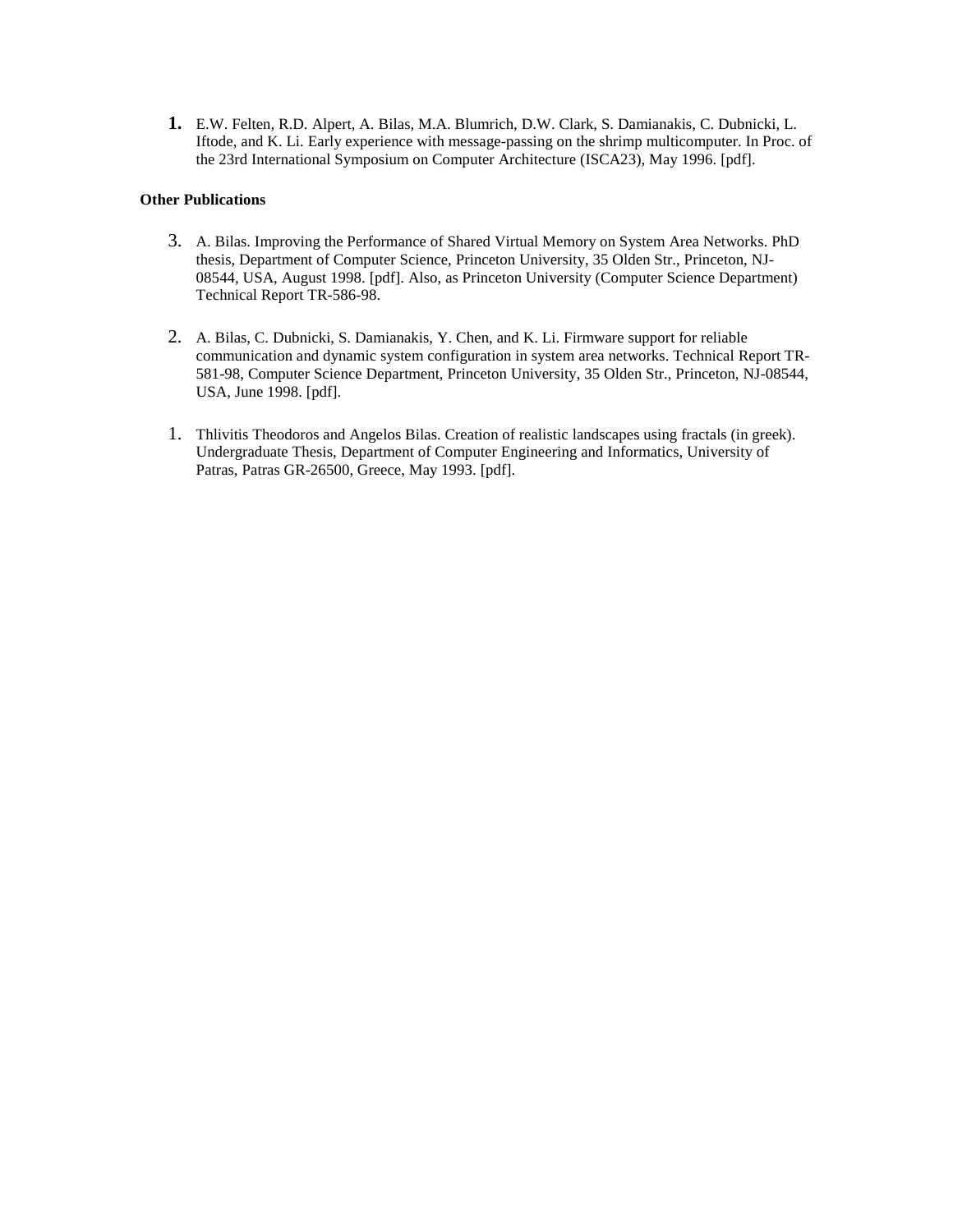1. E.W. Felten, R.D. Alpert, A. Bilas, M.A. Blumrich, D.W. Clark, S. Damianakis, C. Dubnicki, L. Iftode, and K. Li. Early experience with message-passing on the shrimp multicomputer. In Proc. of the 23rd International Symposium on Computer Architecture (ISCA23), May 1996. [pdf].

**Other Publications**

3. A. Bilas. Improving the Performance of Shared Virtual Memory on System Area Networks. PhD thesis, Department of Computer Science, Princeton University, 35 Olden Str., Princeton, NJ-08544, USA, August 1998. [pdf]. Also, as Princeton University (Computer Science Department) Technical Report TR-586-98.

2. A. Bilas, C. Dubnicki, S. Damianakis, Y. Chen, and K. Li. Firmware support for reliable communication and dynamic system configuration in system area networks. Technical Report TR-581-98, Computer Science Department, Princeton University, 35 Olden Str., Princeton, NJ-08544, USA, June 1998. [pdf].

1. Thlivitis Theodoros and Angelos Bilas. Creation of realistic landscapes using fractals (in greek). Undergraduate Thesis, Department of Computer Engineering and Informatics, University of Patras, Patras GR-26500, Greece, May 1993. [pdf].